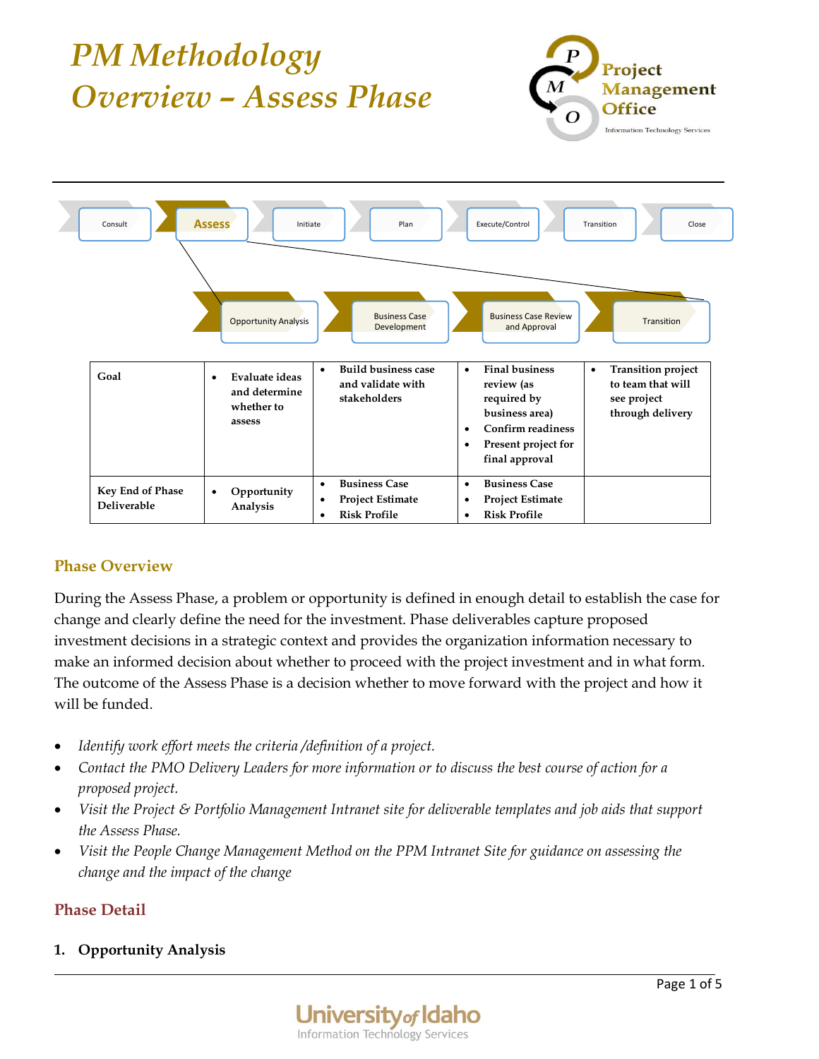# PM Methodology Overview – Assess Phase

Project Management Office
Information Technology Services

Consult → **Assess** → Initiate → Plan → Execute/Control → Transition → Close

Opportunity Analysis → Business Case Development → Business Case Review and Approval → Transition

| | Opportunity Analysis | Business Case Development | Business Case Review and Approval | Transition |
|---|---|---|---|---|
| **Goal** | • **Evaluate ideas and determine whether to assess** | • **Build business case and validate with stakeholders** | • **Final business review (as required by business area)**<br>• **Confirm readiness**<br>• **Present project for final approval** | • **Transition project to team that will see project through delivery** |
| **Key End of Phase Deliverable** | • **Opportunity Analysis** | • **Business Case**<br>• **Project Estimate**<br>• **Risk Profile** | • **Business Case**<br>• **Project Estimate**<br>• **Risk Profile** | |

## Phase Overview

During the Assess Phase, a problem or opportunity is defined in enough detail to establish the case for change and clearly define the need for the investment. Phase deliverables capture proposed investment decisions in a strategic context and provides the organization information necessary to make an informed decision about whether to proceed with the project investment and in what form. The outcome of the Assess Phase is a decision whether to move forward with the project and how it will be funded.

- *Identify work effort meets the criteria /definition of a project.*
- *Contact the PMO Delivery Leaders for more information or to discuss the best course of action for a proposed project.*
- *Visit the Project & Portfolio Management Intranet site for deliverable templates and job aids that support the Assess Phase.*
- *Visit the People Change Management Method on the PPM Intranet Site for guidance on assessing the change and the impact of the change*

## Phase Detail

**1. Opportunity Analysis**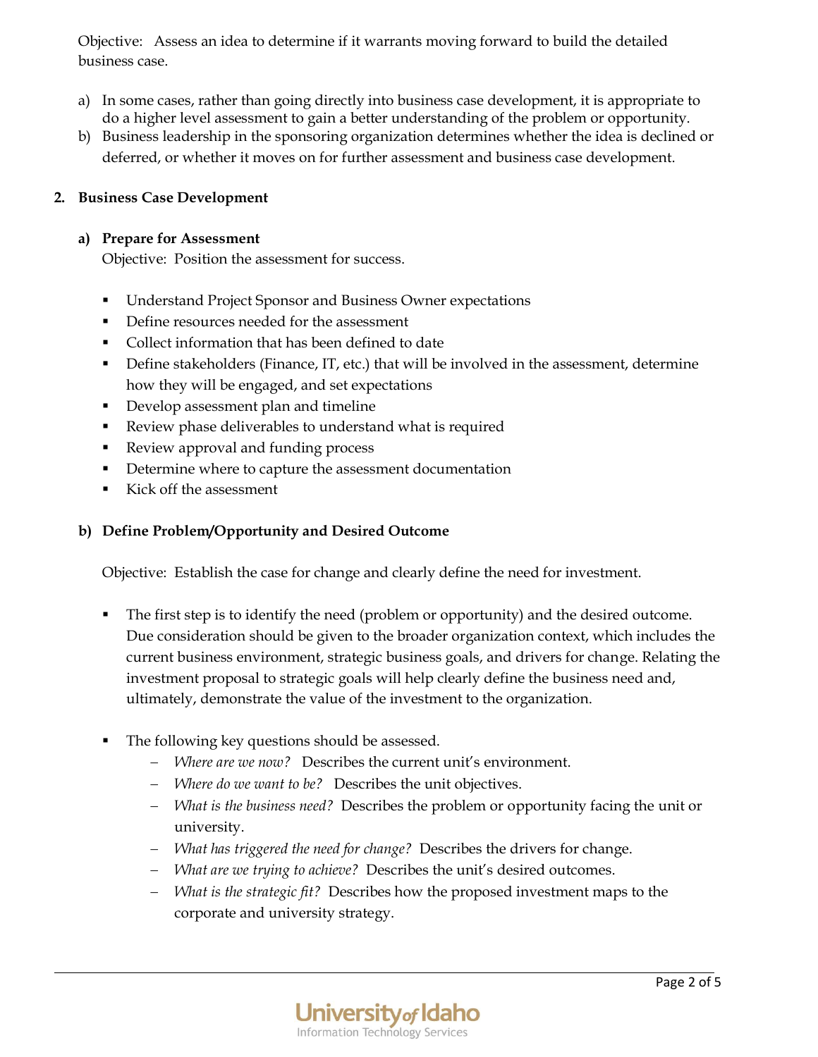Objective: Assess an idea to determine if it warrants moving forward to build the detailed business case.

a) In some cases, rather than going directly into business case development, it is appropriate to do a higher level assessment to gain a better understanding of the problem or opportunity.
b) Business leadership in the sponsoring organization determines whether the idea is declined or deferred, or whether it moves on for further assessment and business case development.

## 2. Business Case Development

### a) Prepare for Assessment

Objective: Position the assessment for success.

- Understand Project Sponsor and Business Owner expectations
- Define resources needed for the assessment
- Collect information that has been defined to date
- Define stakeholders (Finance, IT, etc.) that will be involved in the assessment, determine how they will be engaged, and set expectations
- Develop assessment plan and timeline
- Review phase deliverables to understand what is required
- Review approval and funding process
- Determine where to capture the assessment documentation
- Kick off the assessment

### b) Define Problem/Opportunity and Desired Outcome

Objective: Establish the case for change and clearly define the need for investment.

- The first step is to identify the need (problem or opportunity) and the desired outcome. Due consideration should be given to the broader organization context, which includes the current business environment, strategic business goals, and drivers for change. Relating the investment proposal to strategic goals will help clearly define the business need and, ultimately, demonstrate the value of the investment to the organization.

- The following key questions should be assessed.
  - *Where are we now?* Describes the current unit's environment.
  - *Where do we want to be?* Describes the unit objectives.
  - *What is the business need?* Describes the problem or opportunity facing the unit or university.
  - *What has triggered the need for change?* Describes the drivers for change.
  - *What are we trying to achieve?* Describes the unit's desired outcomes.
  - *What is the strategic fit?* Describes how the proposed investment maps to the corporate and university strategy.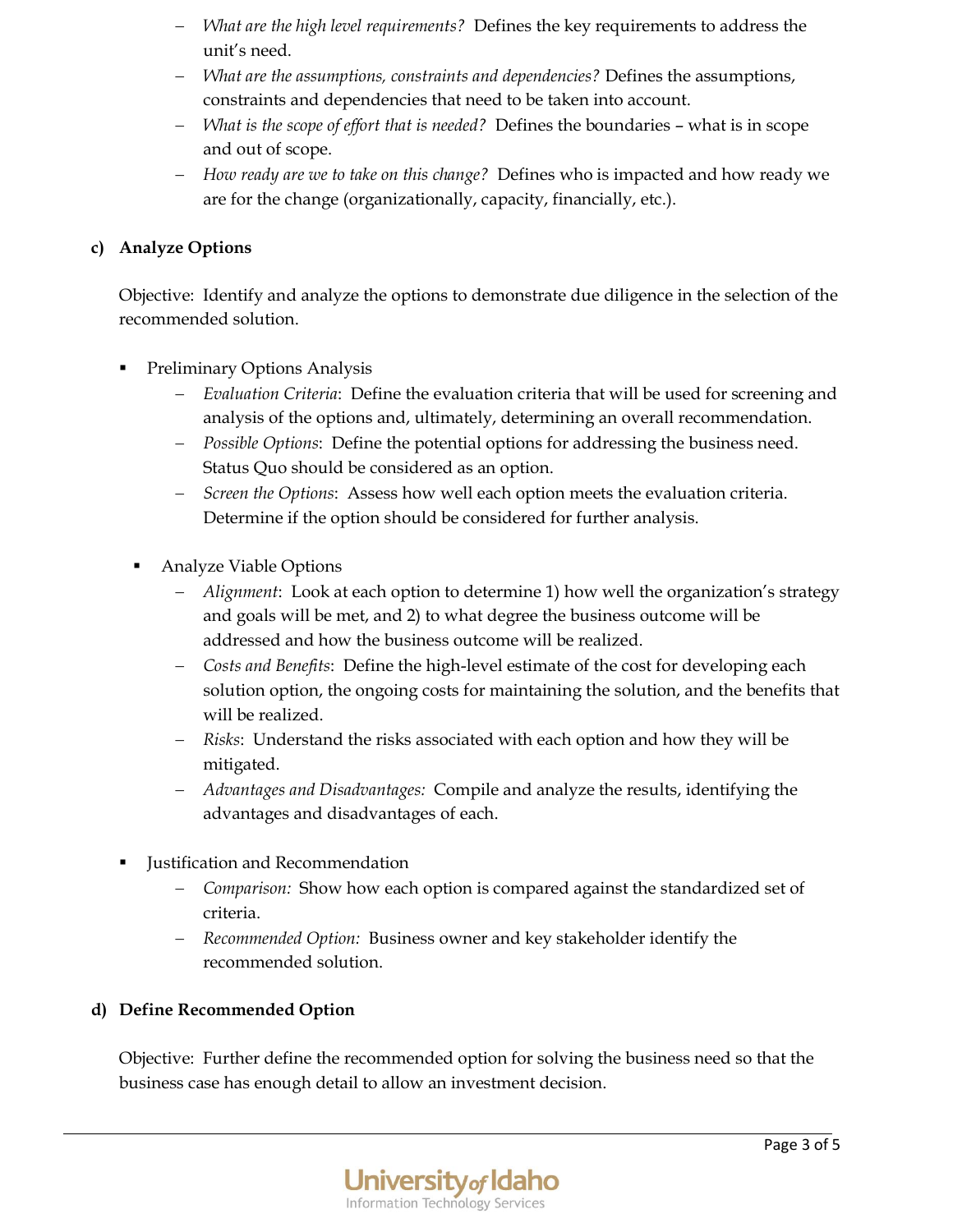- *What are the high level requirements?* Defines the key requirements to address the unit's need.
- *What are the assumptions, constraints and dependencies?* Defines the assumptions, constraints and dependencies that need to be taken into account.
- *What is the scope of effort that is needed?* Defines the boundaries – what is in scope and out of scope.
- *How ready are we to take on this change?* Defines who is impacted and how ready we are for the change (organizationally, capacity, financially, etc.).

**c) Analyze Options**

Objective: Identify and analyze the options to demonstrate due diligence in the selection of the recommended solution.

- Preliminary Options Analysis
  - *Evaluation Criteria*: Define the evaluation criteria that will be used for screening and analysis of the options and, ultimately, determining an overall recommendation.
  - *Possible Options*: Define the potential options for addressing the business need. Status Quo should be considered as an option.
  - *Screen the Options*: Assess how well each option meets the evaluation criteria. Determine if the option should be considered for further analysis.

- Analyze Viable Options
  - *Alignment*: Look at each option to determine 1) how well the organization's strategy and goals will be met, and 2) to what degree the business outcome will be addressed and how the business outcome will be realized.
  - *Costs and Benefits*: Define the high-level estimate of the cost for developing each solution option, the ongoing costs for maintaining the solution, and the benefits that will be realized.
  - *Risks*: Understand the risks associated with each option and how they will be mitigated.
  - *Advantages and Disadvantages:* Compile and analyze the results, identifying the advantages and disadvantages of each.

- Justification and Recommendation
  - *Comparison:* Show how each option is compared against the standardized set of criteria.
  - *Recommended Option:* Business owner and key stakeholder identify the recommended solution.

**d) Define Recommended Option**

Objective: Further define the recommended option for solving the business need so that the business case has enough detail to allow an investment decision.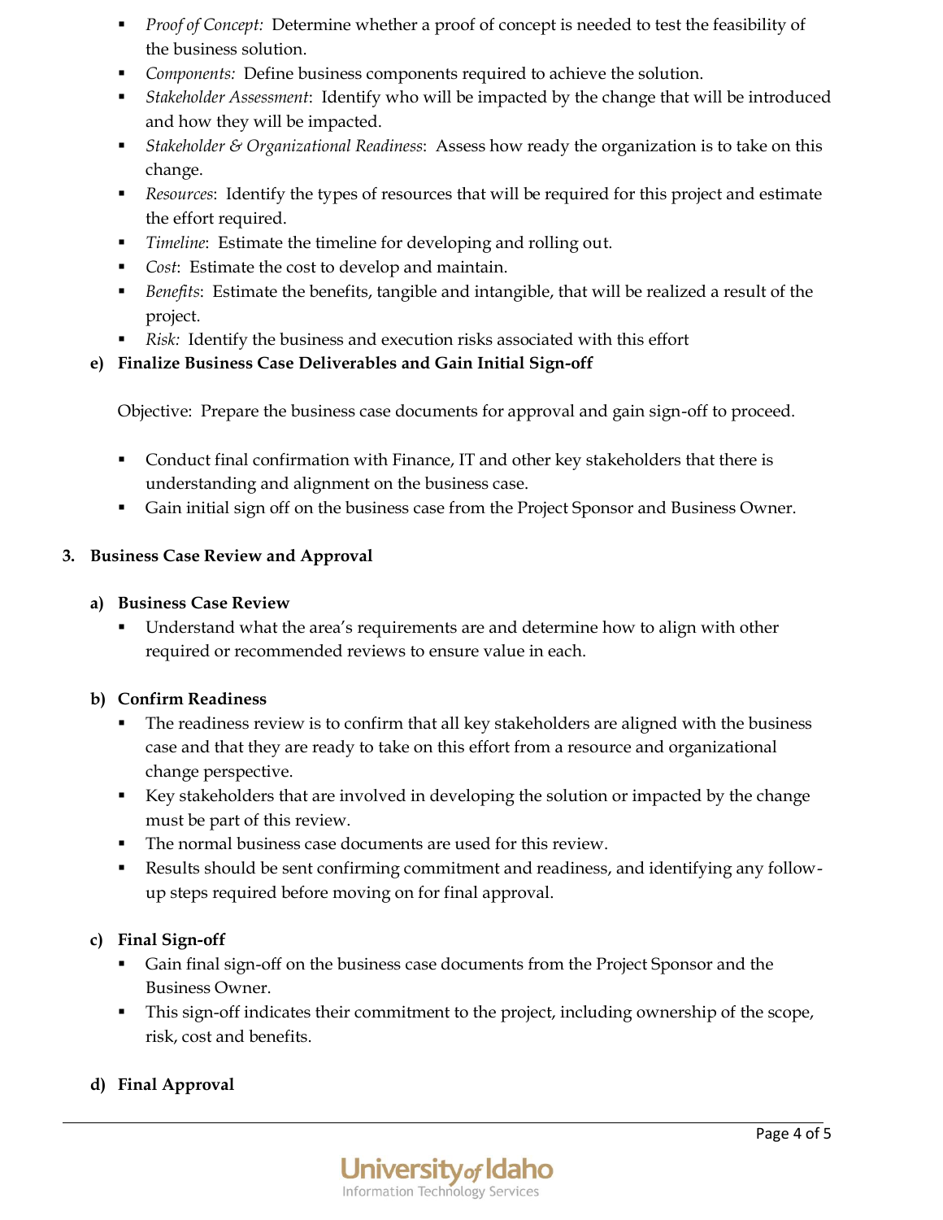- *Proof of Concept:* Determine whether a proof of concept is needed to test the feasibility of the business solution.
- *Components:* Define business components required to achieve the solution.
- *Stakeholder Assessment*: Identify who will be impacted by the change that will be introduced and how they will be impacted.
- *Stakeholder & Organizational Readiness*: Assess how ready the organization is to take on this change.
- *Resources*: Identify the types of resources that will be required for this project and estimate the effort required.
- *Timeline*: Estimate the timeline for developing and rolling out.
- *Cost*: Estimate the cost to develop and maintain.
- *Benefits*: Estimate the benefits, tangible and intangible, that will be realized a result of the project.
- *Risk:* Identify the business and execution risks associated with this effort

**e) Finalize Business Case Deliverables and Gain Initial Sign-off**

Objective: Prepare the business case documents for approval and gain sign-off to proceed.

- Conduct final confirmation with Finance, IT and other key stakeholders that there is understanding and alignment on the business case.
- Gain initial sign off on the business case from the Project Sponsor and Business Owner.

## 3. Business Case Review and Approval

**a) Business Case Review**

- Understand what the area's requirements are and determine how to align with other required or recommended reviews to ensure value in each.

**b) Confirm Readiness**

- The readiness review is to confirm that all key stakeholders are aligned with the business case and that they are ready to take on this effort from a resource and organizational change perspective.
- Key stakeholders that are involved in developing the solution or impacted by the change must be part of this review.
- The normal business case documents are used for this review.
- Results should be sent confirming commitment and readiness, and identifying any follow-up steps required before moving on for final approval.

**c) Final Sign-off**

- Gain final sign-off on the business case documents from the Project Sponsor and the Business Owner.
- This sign-off indicates their commitment to the project, including ownership of the scope, risk, cost and benefits.

**d) Final Approval**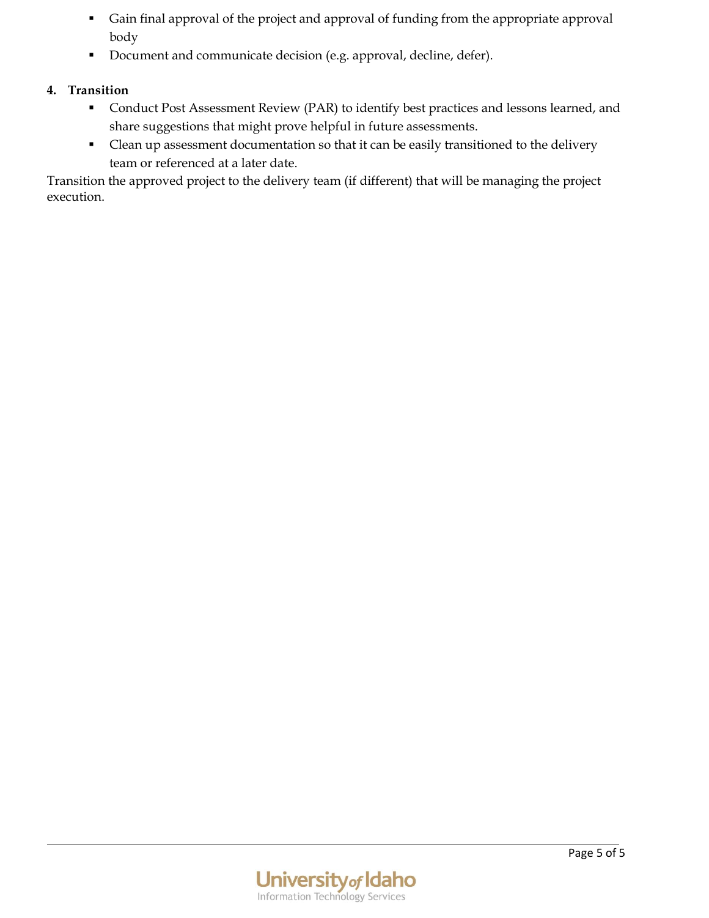- Gain final approval of the project and approval of funding from the appropriate approval body
- Document and communicate decision (e.g. approval, decline, defer).

**4. Transition**

- Conduct Post Assessment Review (PAR) to identify best practices and lessons learned, and share suggestions that might prove helpful in future assessments.
- Clean up assessment documentation so that it can be easily transitioned to the delivery team or referenced at a later date.

Transition the approved project to the delivery team (if different) that will be managing the project execution.